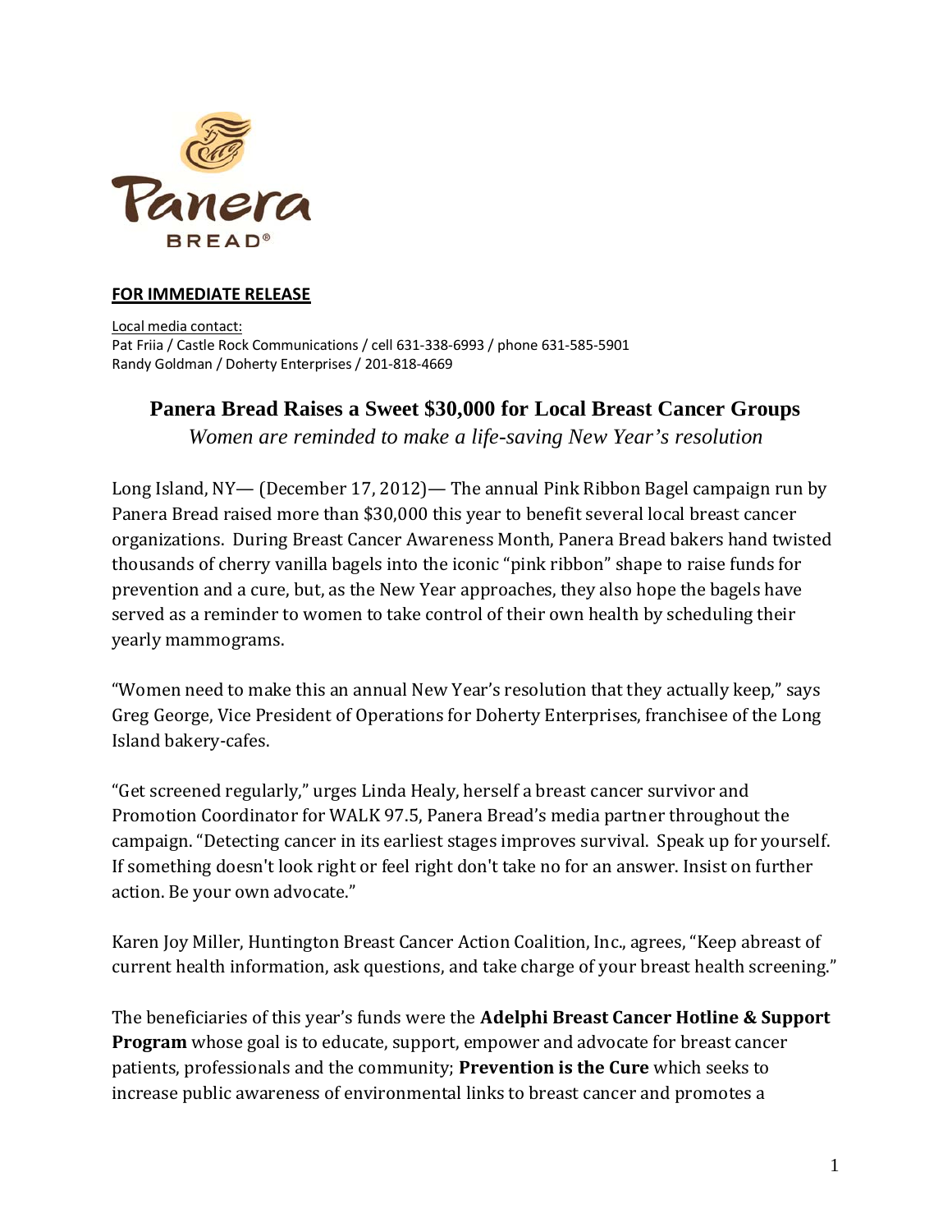**FOR IMMEDIATE RELEASE**

Local media contact:
Pat Friia / Castle Rock Communications / cell 631-338-6993 / phone 631-585-5901
Randy Goldman / Doherty Enterprises / 201-818-4669

# Panera Bread Raises a Sweet $30,000 for Local Breast Cancer Groups

*Women are reminded to make a life-saving New Year's resolution*

Long Island, NY— (December 17, 2012)— The annual Pink Ribbon Bagel campaign run by Panera Bread raised more than $30,000 this year to benefit several local breast cancer organizations. During Breast Cancer Awareness Month, Panera Bread bakers hand twisted thousands of cherry vanilla bagels into the iconic "pink ribbon" shape to raise funds for prevention and a cure, but, as the New Year approaches, they also hope the bagels have served as a reminder to women to take control of their own health by scheduling their yearly mammograms.

"Women need to make this an annual New Year's resolution that they actually keep," says Greg George, Vice President of Operations for Doherty Enterprises, franchisee of the Long Island bakery-cafes.

"Get screened regularly," urges Linda Healy, herself a breast cancer survivor and Promotion Coordinator for WALK 97.5, Panera Bread's media partner throughout the campaign. "Detecting cancer in its earliest stages improves survival. Speak up for yourself. If something doesn't look right or feel right don't take no for an answer. Insist on further action. Be your own advocate."

Karen Joy Miller, Huntington Breast Cancer Action Coalition, Inc., agrees, "Keep abreast of current health information, ask questions, and take charge of your breast health screening."

The beneficiaries of this year's funds were the **Adelphi Breast Cancer Hotline & Support Program** whose goal is to educate, support, empower and advocate for breast cancer patients, professionals and the community; **Prevention is the Cure** which seeks to increase public awareness of environmental links to breast cancer and promotes a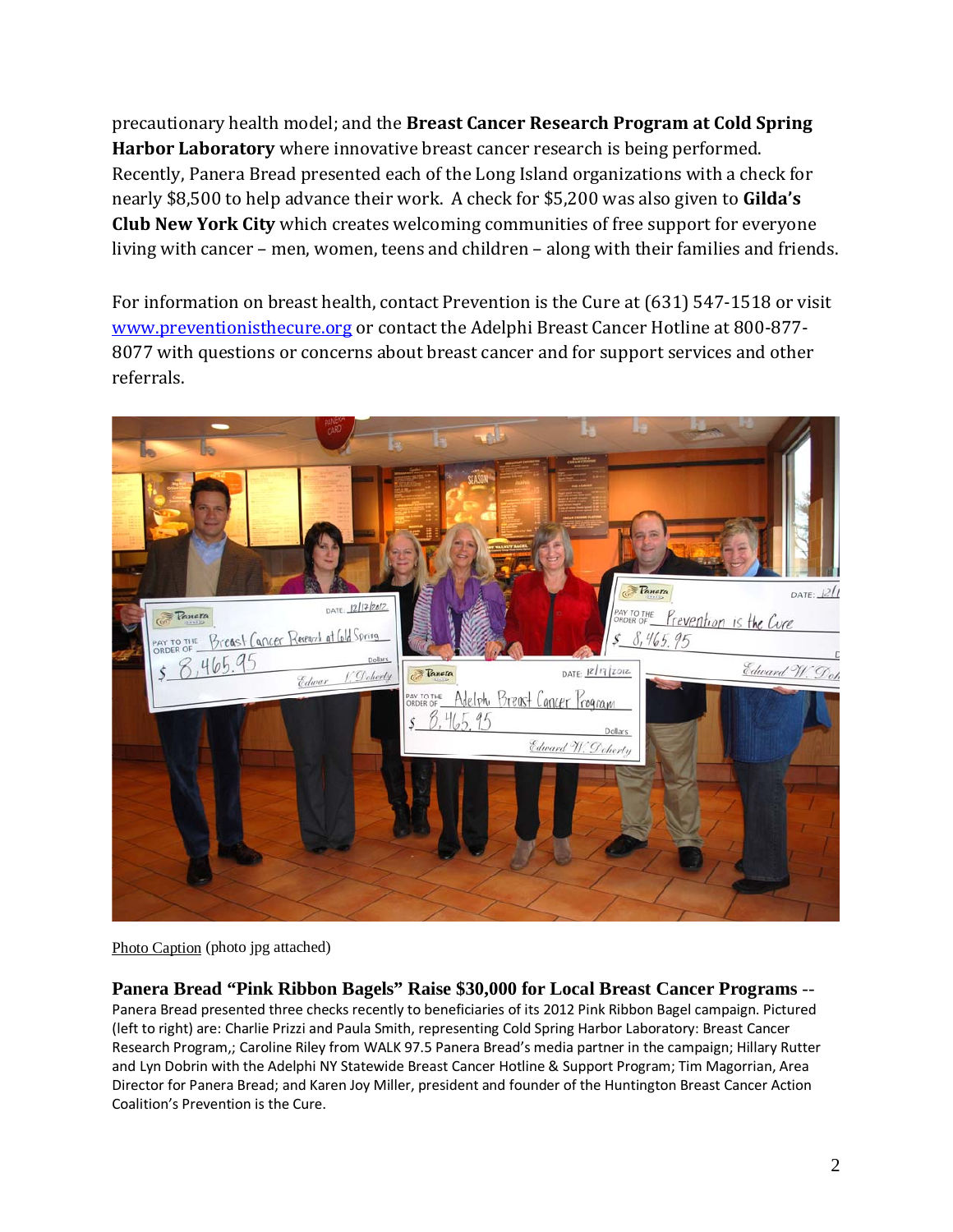precautionary health model; and the **Breast Cancer Research Program at Cold Spring Harbor Laboratory** where innovative breast cancer research is being performed. Recently, Panera Bread presented each of the Long Island organizations with a check for nearly $8,500 to help advance their work. A check for $5,200 was also given to **Gilda's Club New York City** which creates welcoming communities of free support for everyone living with cancer – men, women, teens and children – along with their families and friends.

For information on breast health, contact Prevention is the Cure at (631) 547-1518 or visit [www.preventionisthecure.org](http://www.preventionisthecure.org) or contact the Adelphi Breast Cancer Hotline at 800-877-8077 with questions or concerns about breast cancer and for support services and other referrals.

Photo Caption (photo jpg attached)

**Panera Bread "Pink Ribbon Bagels" Raise $30,000 for Local Breast Cancer Programs --** Panera Bread presented three checks recently to beneficiaries of its 2012 Pink Ribbon Bagel campaign. Pictured (left to right) are: Charlie Prizzi and Paula Smith, representing Cold Spring Harbor Laboratory: Breast Cancer Research Program,; Caroline Riley from WALK 97.5 Panera Bread's media partner in the campaign; Hillary Rutter and Lyn Dobrin with the Adelphi NY Statewide Breast Cancer Hotline & Support Program; Tim Magorrian, Area Director for Panera Bread; and Karen Joy Miller, president and founder of the Huntington Breast Cancer Action Coalition's Prevention is the Cure.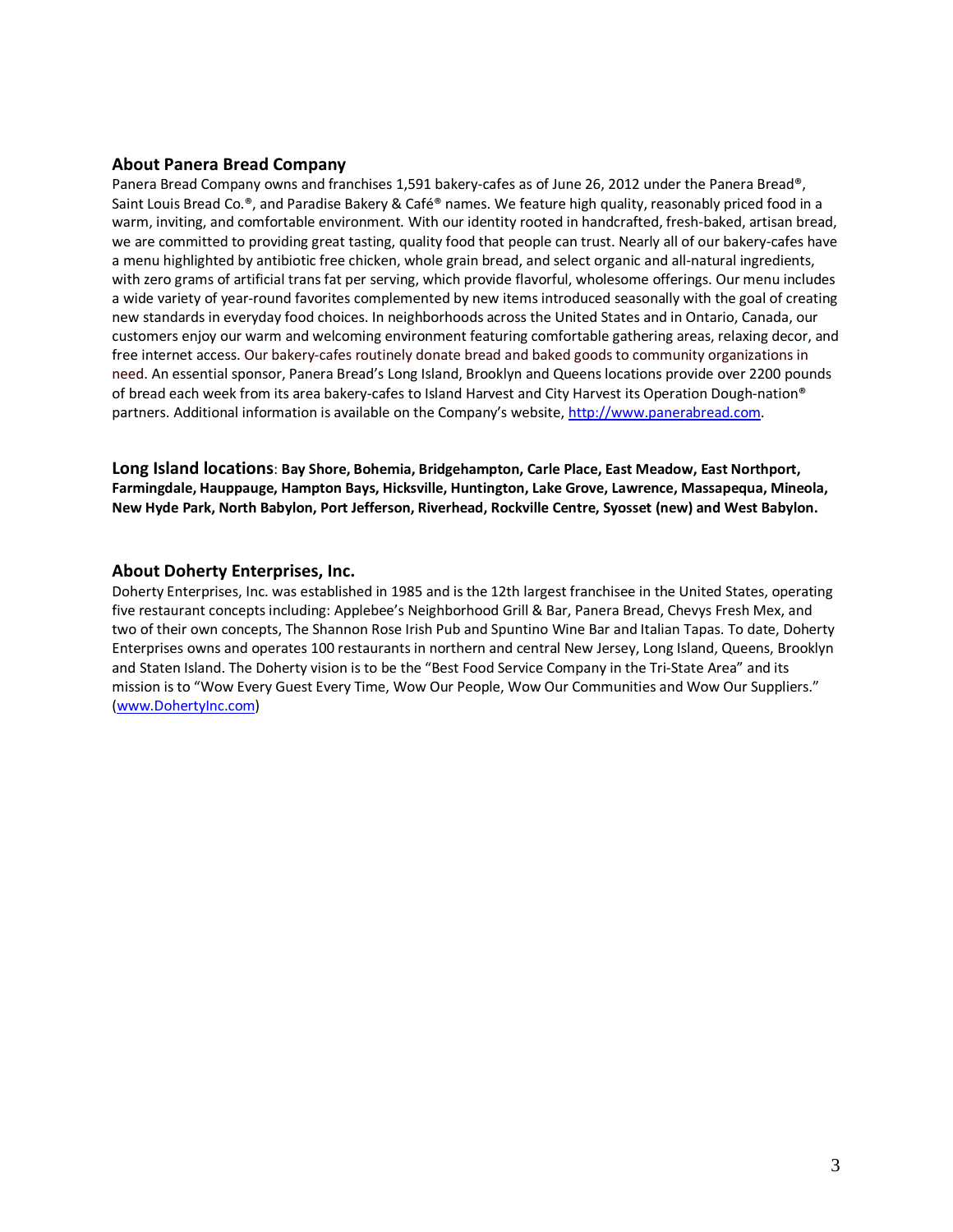## About Panera Bread Company

Panera Bread Company owns and franchises 1,591 bakery-cafes as of June 26, 2012 under the Panera Bread®, Saint Louis Bread Co.®, and Paradise Bakery & Café® names. We feature high quality, reasonably priced food in a warm, inviting, and comfortable environment. With our identity rooted in handcrafted, fresh-baked, artisan bread, we are committed to providing great tasting, quality food that people can trust. Nearly all of our bakery-cafes have a menu highlighted by antibiotic free chicken, whole grain bread, and select organic and all-natural ingredients, with zero grams of artificial trans fat per serving, which provide flavorful, wholesome offerings. Our menu includes a wide variety of year-round favorites complemented by new items introduced seasonally with the goal of creating new standards in everyday food choices. In neighborhoods across the United States and in Ontario, Canada, our customers enjoy our warm and welcoming environment featuring comfortable gathering areas, relaxing decor, and free internet access. Our bakery-cafes routinely donate bread and baked goods to community organizations in need. An essential sponsor, Panera Bread's Long Island, Brooklyn and Queens locations provide over 2200 pounds of bread each week from its area bakery-cafes to Island Harvest and City Harvest its Operation Dough-nation® partners. Additional information is available on the Company's website, http://www.panerabread.com.

**Long Island locations**: **Bay Shore, Bohemia, Bridgehampton, Carle Place, East Meadow, East Northport, Farmingdale, Hauppauge, Hampton Bays, Hicksville, Huntington, Lake Grove, Lawrence, Massapequa, Mineola, New Hyde Park, North Babylon, Port Jefferson, Riverhead, Rockville Centre, Syosset (new) and West Babylon.**

## About Doherty Enterprises, Inc.

Doherty Enterprises, Inc. was established in 1985 and is the 12th largest franchisee in the United States, operating five restaurant concepts including: Applebee's Neighborhood Grill & Bar, Panera Bread, Chevys Fresh Mex, and two of their own concepts, The Shannon Rose Irish Pub and Spuntino Wine Bar and Italian Tapas. To date, Doherty Enterprises owns and operates 100 restaurants in northern and central New Jersey, Long Island, Queens, Brooklyn and Staten Island. The Doherty vision is to be the "Best Food Service Company in the Tri-State Area" and its mission is to "Wow Every Guest Every Time, Wow Our People, Wow Our Communities and Wow Our Suppliers." (www.DohertyInc.com)